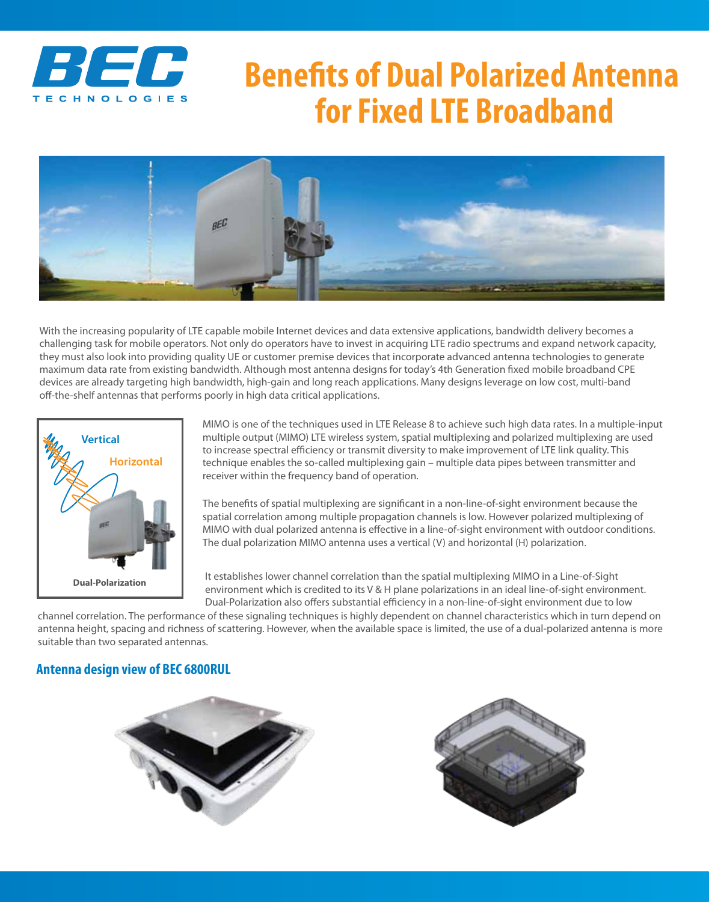# Benefits of Dual Polarized Antenna for Fixed LTE Broadband

With the increasing popularity of LTE capable mobile Internet devices and data extensive applications, bandwidth delivery becomes a challenging task for mobile operators. Not only do operators have to invest in acquiring LTE radio spectrums and expand network capacity, they must also look into providing quality UE or customer premise devices that incorporate advanced antenna technologies to generate maximum data rate from existing bandwidth. Although most antenna designs for today's 4th Generation fixed mobile broadband CPE devices are already targeting high bandwidth, high-gain and long reach applications. Many designs leverage on low cost, multi-band off-the-shelf antennas that performs poorly in high data critical applications.

Vertical

Horizontal

Dual-Polarization

MIMO is one of the techniques used in LTE Release 8 to achieve such high data rates. In a multiple-input multiple output (MIMO) LTE wireless system, spatial multiplexing and polarized multiplexing are used to increase spectral efficiency or transmit diversity to make improvement of LTE link quality. This technique enables the so-called multiplexing gain – multiple data pipes between transmitter and receiver within the frequency band of operation.

The benefits of spatial multiplexing are significant in a non-line-of-sight environment because the spatial correlation among multiple propagation channels is low. However polarized multiplexing of MIMO with dual polarized antenna is effective in a line-of-sight environment with outdoor conditions. The dual polarization MIMO antenna uses a vertical (V) and horizontal (H) polarization.

It establishes lower channel correlation than the spatial multiplexing MIMO in a Line-of-Sight environment which is credited to its V & H plane polarizations in an ideal line-of-sight environment. Dual-Polarization also offers substantial efficiency in a non-line-of-sight environment due to low channel correlation. The performance of these signaling techniques is highly dependent on channel characteristics which in turn depend on antenna height, spacing and richness of scattering. However, when the available space is limited, the use of a dual-polarized antenna is more suitable than two separated antennas.

## Antenna design view of BEC 6800RUL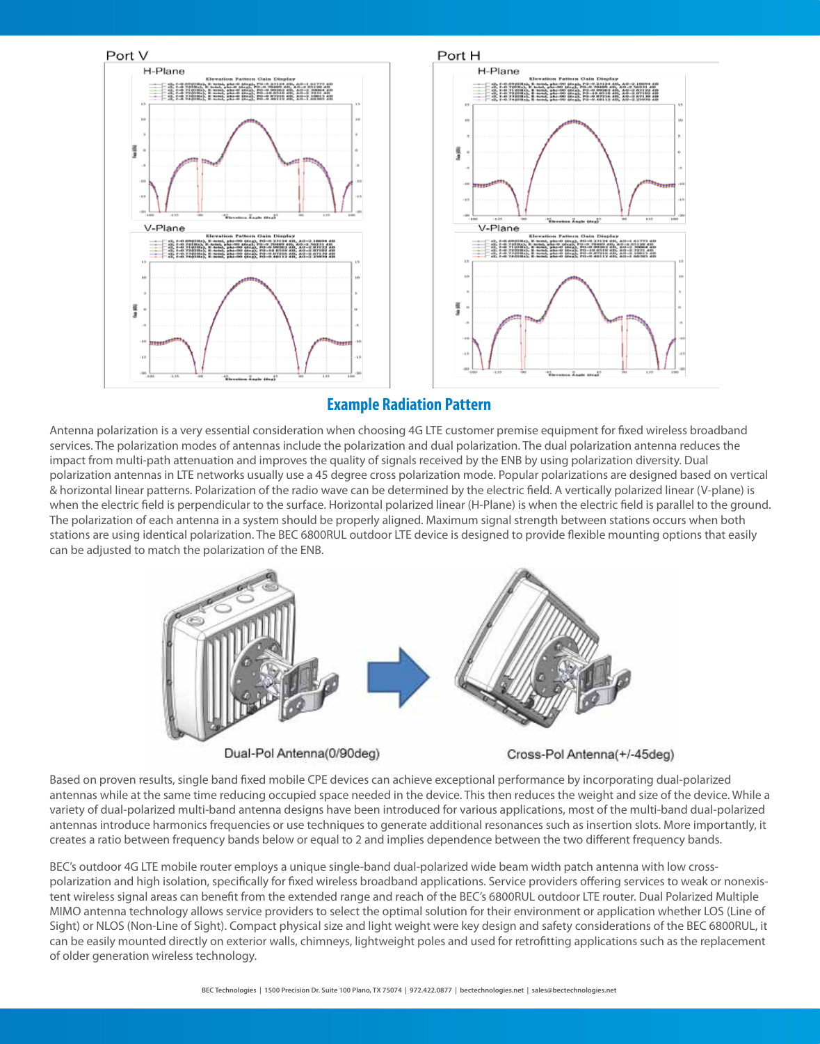Port V

H-Plane

V-Plane

Port H

H-Plane

V-Plane

## Example Radiation Pattern

Antenna polarization is a very essential consideration when choosing 4G LTE customer premise equipment for fixed wireless broadband services. The polarization modes of antennas include the polarization and dual polarization. The dual polarization antenna reduces the impact from multi-path attenuation and improves the quality of signals received by the ENB by using polarization diversity. Dual polarization antennas in LTE networks usually use a 45 degree cross polarization mode. Popular polarizations are designed based on vertical & horizontal linear patterns. Polarization of the radio wave can be determined by the electric field. A vertically polarized linear (V-plane) is when the electric field is perpendicular to the surface. Horizontal polarized linear (H-Plane) is when the electric field is parallel to the ground. The polarization of each antenna in a system should be properly aligned. Maximum signal strength between stations occurs when both stations are using identical polarization. The BEC 6800RUL outdoor LTE device is designed to provide flexible mounting options that easily can be adjusted to match the polarization of the ENB.

Dual-Pol Antenna(0/90deg)

Cross-Pol Antenna(+/-45deg)

Based on proven results, single band fixed mobile CPE devices can achieve exceptional performance by incorporating dual-polarized antennas while at the same time reducing occupied space needed in the device. This then reduces the weight and size of the device. While a variety of dual-polarized multi-band antenna designs have been introduced for various applications, most of the multi-band dual-polarized antennas introduce harmonics frequencies or use techniques to generate additional resonances such as insertion slots. More importantly, it creates a ratio between frequency bands below or equal to 2 and implies dependence between the two different frequency bands.

BEC's outdoor 4G LTE mobile router employs a unique single-band dual-polarized wide beam width patch antenna with low cross-polarization and high isolation, specifically for fixed wireless broadband applications. Service providers offering services to weak or nonexistent wireless signal areas can benefit from the extended range and reach of the BEC's 6800RUL outdoor LTE router. Dual Polarized Multiple MIMO antenna technology allows service providers to select the optimal solution for their environment or application whether LOS (Line of Sight) or NLOS (Non-Line of Sight). Compact physical size and light weight were key design and safety considerations of the BEC 6800RUL, it can be easily mounted directly on exterior walls, chimneys, lightweight poles and used for retrofitting applications such as the replacement of older generation wireless technology.

BEC Technologies | 1500 Precision Dr. Suite 100 Plano, TX 75074 | 972.422.0877 | bectechnologies.net | sales@bectechnologies.net